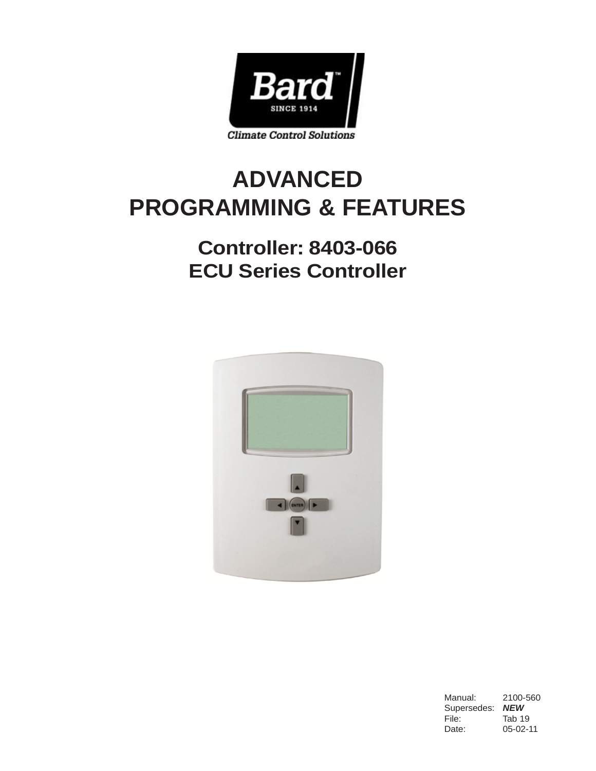Bard

SINCE 1914

Climate Control Solutions

# ADVANCED PROGRAMMING & FEATURES

## Controller: 8403-066
## ECU Series Controller

| | |
|---|---|
| Manual: | 2100-560 |
| Supersedes: | ***NEW*** |
| File: | Tab 19 |
| Date: | 05-02-11 |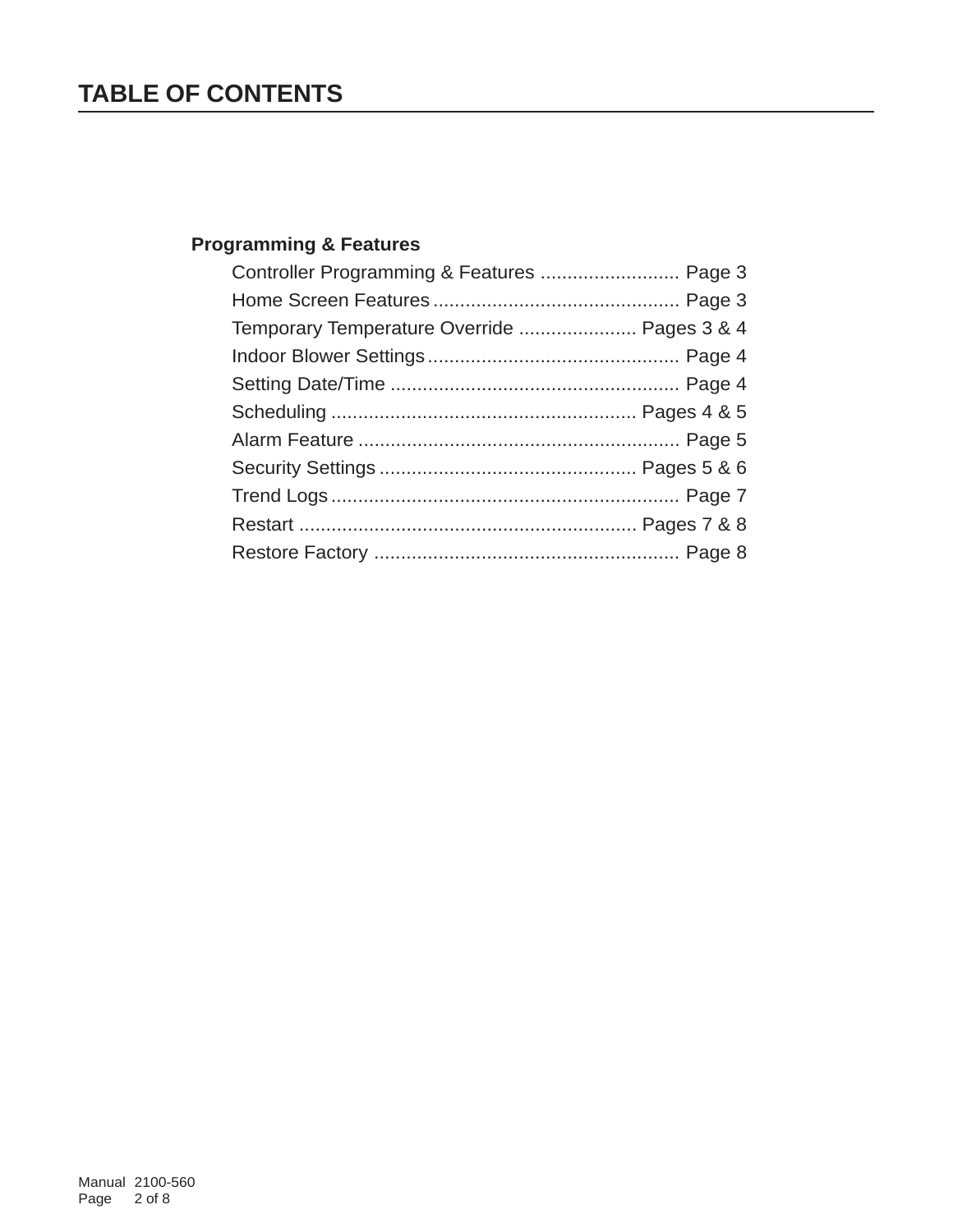# TABLE OF CONTENTS

**Programming & Features**

- Controller Programming & Features .......................... Page 3
- Home Screen Features .............................................. Page 3
- Temporary Temperature Override ...................... Pages 3 & 4
- Indoor Blower Settings ............................................... Page 4
- Setting Date/Time ...................................................... Page 4
- Scheduling ......................................................... Pages 4 & 5
- Alarm Feature ............................................................ Page 5
- Security Settings ................................................ Pages 5 & 6
- Trend Logs ................................................................. Page 7
- Restart ............................................................... Pages 7 & 8
- Restore Factory ......................................................... Page 8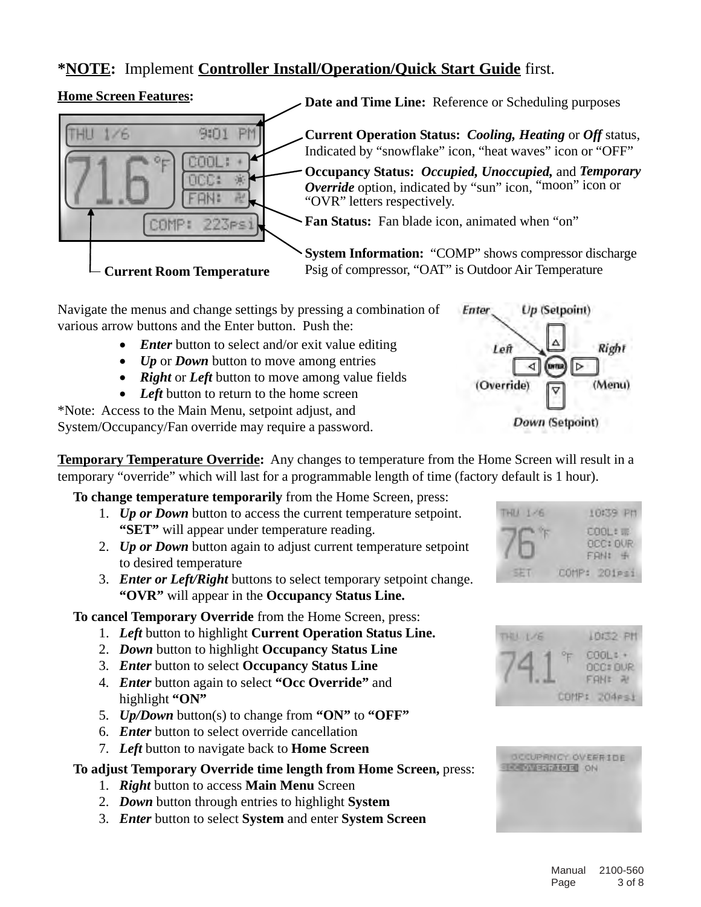**\*NOTE:** Implement **Controller Install/Operation/Quick Start Guide** first.

**Home Screen Features:**

**Date and Time Line:** Reference or Scheduling purposes

**Current Operation Status:** ***Cooling, Heating*** or ***Off*** status, Indicated by "snowflake" icon, "heat waves" icon or "OFF"

**Occupancy Status:** ***Occupied, Unoccupied,*** and ***Temporary Override*** option, indicated by "sun" icon, "moon" icon or "OVR" letters respectively.

**Fan Status:** Fan blade icon, animated when "on"

**System Information:** "COMP" shows compressor discharge Psig of compressor, "OAT" is Outdoor Air Temperature

**Current Room Temperature**

Navigate the menus and change settings by pressing a combination of various arrow buttons and the Enter button. Push the:

- ***Enter*** button to select and/or exit value editing
- ***Up*** or ***Down*** button to move among entries
- ***Right*** or ***Left*** button to move among value fields
- ***Left*** button to return to the home screen

\*Note: Access to the Main Menu, setpoint adjust, and System/Occupancy/Fan override may require a password.

**Temporary Temperature Override:** Any changes to temperature from the Home Screen will result in a temporary "override" which will last for a programmable length of time (factory default is 1 hour).

**To change temperature temporarily** from the Home Screen, press:

1. ***Up or Down*** button to access the current temperature setpoint. **"SET"** will appear under temperature reading.
2. ***Up or Down*** button again to adjust current temperature setpoint to desired temperature
3. ***Enter or Left/Right*** buttons to select temporary setpoint change. **"OVR"** will appear in the **Occupancy Status Line.**

**To cancel Temporary Override** from the Home Screen, press:

1. ***Left*** button to highlight **Current Operation Status Line.**
2. ***Down*** button to highlight **Occupancy Status Line**
3. ***Enter*** button to select **Occupancy Status Line**
4. ***Enter*** button again to select **"Occ Override"** and highlight **"ON"**
5. ***Up/Down*** button(s) to change from **"ON"** to **"OFF"**
6. ***Enter*** button to select override cancellation
7. ***Left*** button to navigate back to **Home Screen**

**To adjust Temporary Override time length from Home Screen,** press:

1. ***Right*** button to access **Main Menu** Screen
2. ***Down*** button through entries to highlight **System**
3. ***Enter*** button to select **System** and enter **System Screen**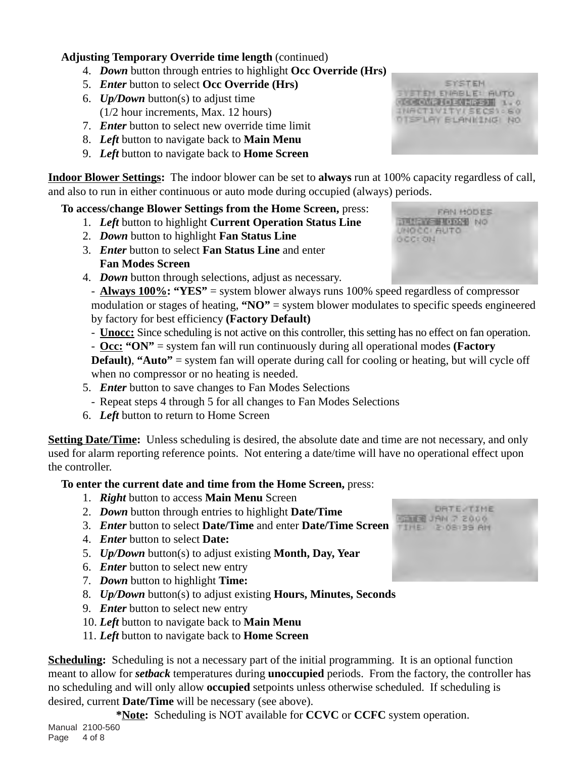**Adjusting Temporary Override time length** (continued)

4. ***Down*** button through entries to highlight **Occ Override (Hrs)**
5. ***Enter*** button to select **Occ Override (Hrs)**
6. ***Up/Down*** button(s) to adjust time  
   (1/2 hour increments, Max. 12 hours)
7. ***Enter*** button to select new override time limit
8. ***Left*** button to navigate back to **Main Menu**
9. ***Left*** button to navigate back to **Home Screen**

**Indoor Blower Settings:** The indoor blower can be set to **always** run at 100% capacity regardless of call, and also to run in either continuous or auto mode during occupied (always) periods.

**To access/change Blower Settings from the Home Screen,** press:

1. ***Left*** button to highlight **Current Operation Status Line**
2. ***Down*** button to highlight **Fan Status Line**
3. ***Enter*** button to select **Fan Status Line** and enter **Fan Modes Screen**
4. ***Down*** button through selections, adjust as necessary.
   - **Always 100%: "YES"** = system blower always runs 100% speed regardless of compressor modulation or stages of heating, **"NO"** = system blower modulates to specific speeds engineered by factory for best efficiency **(Factory Default)**
   - **Unocc:** Since scheduling is not active on this controller, this setting has no effect on fan operation.
   - **Occ: "ON"** = system fan will run continuously during all operational modes **(Factory Default)**, **"Auto"** = system fan will operate during call for cooling or heating, but will cycle off when no compressor or no heating is needed.
5. ***Enter*** button to save changes to Fan Modes Selections
   - Repeat steps 4 through 5 for all changes to Fan Modes Selections
6. ***Left*** button to return to Home Screen

**Setting Date/Time:** Unless scheduling is desired, the absolute date and time are not necessary, and only used for alarm reporting reference points. Not entering a date/time will have no operational effect upon the controller.

**To enter the current date and time from the Home Screen,** press:

1. ***Right*** button to access **Main Menu** Screen
2. ***Down*** button through entries to highlight **Date/Time**
3. ***Enter*** button to select **Date/Time** and enter **Date/Time Screen**
4. ***Enter*** button to select **Date:**
5. ***Up/Down*** button(s) to adjust existing **Month, Day, Year**
6. ***Enter*** button to select new entry
7. ***Down*** button to highlight **Time:**
8. ***Up/Down*** button(s) to adjust existing **Hours, Minutes, Seconds**
9. ***Enter*** button to select new entry
10. ***Left*** button to navigate back to **Main Menu**
11. ***Left*** button to navigate back to **Home Screen**

**Scheduling:** Scheduling is not a necessary part of the initial programming. It is an optional function meant to allow for ***setback*** temperatures during **unoccupied** periods. From the factory, the controller has no scheduling and will only allow **occupied** setpoints unless otherwise scheduled. If scheduling is desired, current **Date/Time** will be necessary (see above).

**\*Note:** Scheduling is NOT available for **CCVC** or **CCFC** system operation.

Manual 2100-560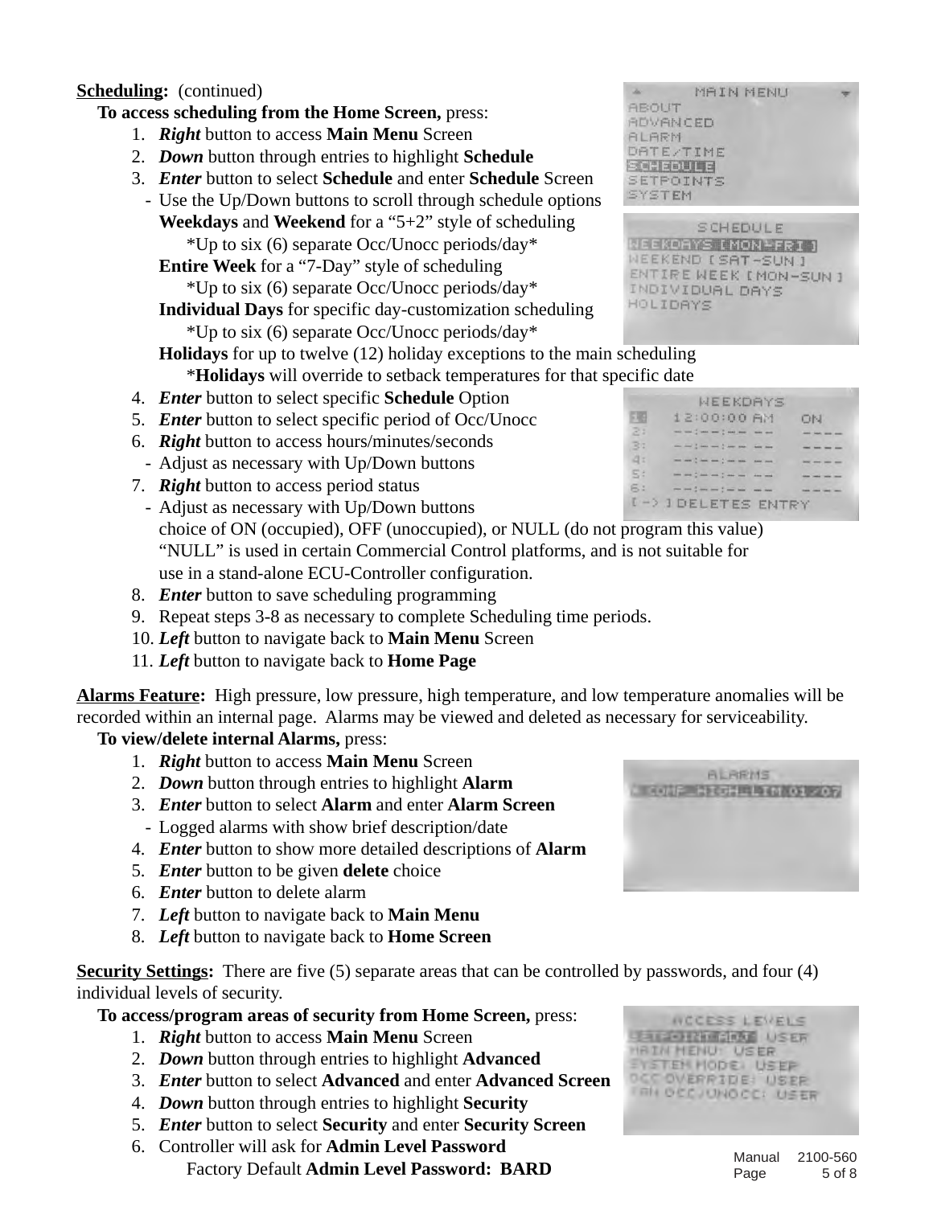**Scheduling:** (continued)

**To access scheduling from the Home Screen,** press:

1. ***Right*** button to access **Main Menu** Screen
2. ***Down*** button through entries to highlight **Schedule**
3. ***Enter*** button to select **Schedule** and enter **Schedule** Screen
   - Use the Up/Down buttons to scroll through schedule options
   
   **Weekdays** and **Weekend** for a "5+2" style of scheduling
   
   *Up to six (6) separate Occ/Unocc periods/day*
   
   **Entire Week** for a "7-Day" style of scheduling
   
   *Up to six (6) separate Occ/Unocc periods/day*
   
   **Individual Days** for specific day-customization scheduling
   
   *Up to six (6) separate Occ/Unocc periods/day*
   
   **Holidays** for up to twelve (12) holiday exceptions to the main scheduling
   
   ***Holidays** will override to setback temperatures for that specific date
4. ***Enter*** button to select specific **Schedule** Option
5. ***Enter*** button to select specific period of Occ/Unocc
6. ***Right*** button to access hours/minutes/seconds
   - Adjust as necessary with Up/Down buttons
7. ***Right*** button to access period status
   - Adjust as necessary with Up/Down buttons
   
   choice of ON (occupied), OFF (unoccupied), or NULL (do not program this value)
   
   "NULL" is used in certain Commercial Control platforms, and is not suitable for use in a stand-alone ECU-Controller configuration.
8. ***Enter*** button to save scheduling programming
9. Repeat steps 3-8 as necessary to complete Scheduling time periods.
10. ***Left*** button to navigate back to **Main Menu** Screen
11. ***Left*** button to navigate back to **Home Page**

**Alarms Feature:** High pressure, low pressure, high temperature, and low temperature anomalies will be recorded within an internal page. Alarms may be viewed and deleted as necessary for serviceability.

**To view/delete internal Alarms,** press:

1. ***Right*** button to access **Main Menu** Screen
2. ***Down*** button through entries to highlight **Alarm**
3. ***Enter*** button to select **Alarm** and enter **Alarm Screen**
   - Logged alarms with show brief description/date
4. ***Enter*** button to show more detailed descriptions of **Alarm**
5. ***Enter*** button to be given **delete** choice
6. ***Enter*** button to delete alarm
7. ***Left*** button to navigate back to **Main Menu**
8. ***Left*** button to navigate back to **Home Screen**

**Security Settings:** There are five (5) separate areas that can be controlled by passwords, and four (4) individual levels of security.

**To access/program areas of security from Home Screen,** press:

1. ***Right*** button to access **Main Menu** Screen
2. ***Down*** button through entries to highlight **Advanced**
3. ***Enter*** button to select **Advanced** and enter **Advanced Screen**
4. ***Down*** button through entries to highlight **Security**
5. ***Enter*** button to select **Security** and enter **Security Screen**
6. Controller will ask for **Admin Level Password**

   Factory Default **Admin Level Password: BARD**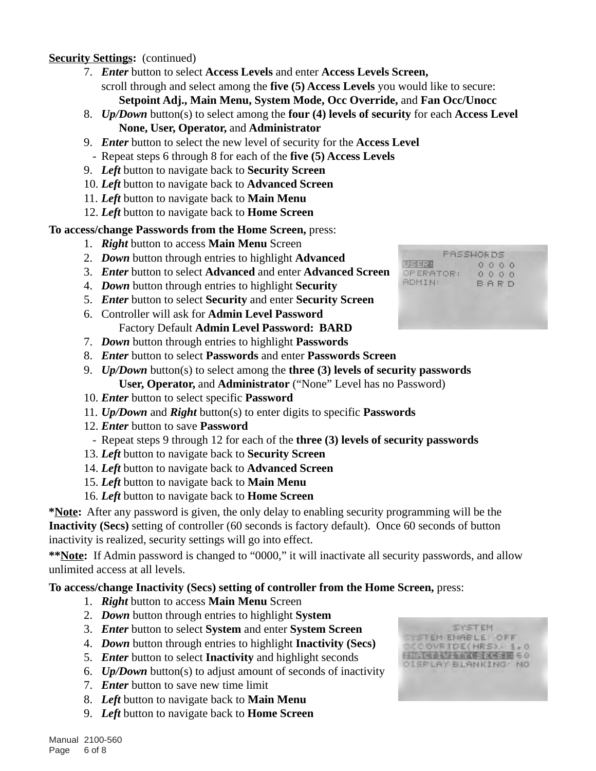**Security Settings:** (continued)

7. ***Enter*** button to select **Access Levels** and enter **Access Levels Screen,** scroll through and select among the **five (5) Access Levels** you would like to secure: **Setpoint Adj., Main Menu, System Mode, Occ Override,** and **Fan Occ/Unocc**
8. ***Up/Down*** button(s) to select among the **four (4) levels of security** for each **Access Level** **None, User, Operator,** and **Administrator**
9. ***Enter*** button to select the new level of security for the **Access Level**
   - Repeat steps 6 through 8 for each of the **five (5) Access Levels**
9. ***Left*** button to navigate back to **Security Screen**
10. ***Left*** button to navigate back to **Advanced Screen**
11. ***Left*** button to navigate back to **Main Menu**
12. ***Left*** button to navigate back to **Home Screen**

**To access/change Passwords from the Home Screen,** press:

1. ***Right*** button to access **Main Menu** Screen
2. ***Down*** button through entries to highlight **Advanced**
3. ***Enter*** button to select **Advanced** and enter **Advanced Screen**
4. ***Down*** button through entries to highlight **Security**
5. ***Enter*** button to select **Security** and enter **Security Screen**
6. Controller will ask for **Admin Level Password** Factory Default **Admin Level Password: BARD**
7. ***Down*** button through entries to highlight **Passwords**
8. ***Enter*** button to select **Passwords** and enter **Passwords Screen**
9. ***Up/Down*** button(s) to select among the **three (3) levels of security passwords** **User, Operator,** and **Administrator** ("None" Level has no Password)
10. ***Enter*** button to select specific **Password**
11. ***Up/Down*** and ***Right*** button(s) to enter digits to specific **Passwords**
12. ***Enter*** button to save **Password**
    - Repeat steps 9 through 12 for each of the **three (3) levels of security passwords**
13. ***Left*** button to navigate back to **Security Screen**
14. ***Left*** button to navigate back to **Advanced Screen**
15. ***Left*** button to navigate back to **Main Menu**
16. ***Left*** button to navigate back to **Home Screen**

**\*Note:** After any password is given, the only delay to enabling security programming will be the **Inactivity (Secs)** setting of controller (60 seconds is factory default). Once 60 seconds of button inactivity is realized, security settings will go into effect.

**\*\*Note:** If Admin password is changed to "0000," it will inactivate all security passwords, and allow unlimited access at all levels.

**To access/change Inactivity (Secs) setting of controller from the Home Screen,** press:

1. ***Right*** button to access **Main Menu** Screen
2. ***Down*** button through entries to highlight **System**
3. ***Enter*** button to select **System** and enter **System Screen**
4. ***Down*** button through entries to highlight **Inactivity (Secs)**
5. ***Enter*** button to select **Inactivity** and highlight seconds
6. ***Up/Down*** button(s) to adjust amount of seconds of inactivity
7. ***Enter*** button to save new time limit
8. ***Left*** button to navigate back to **Main Menu**
9. ***Left*** button to navigate back to **Home Screen**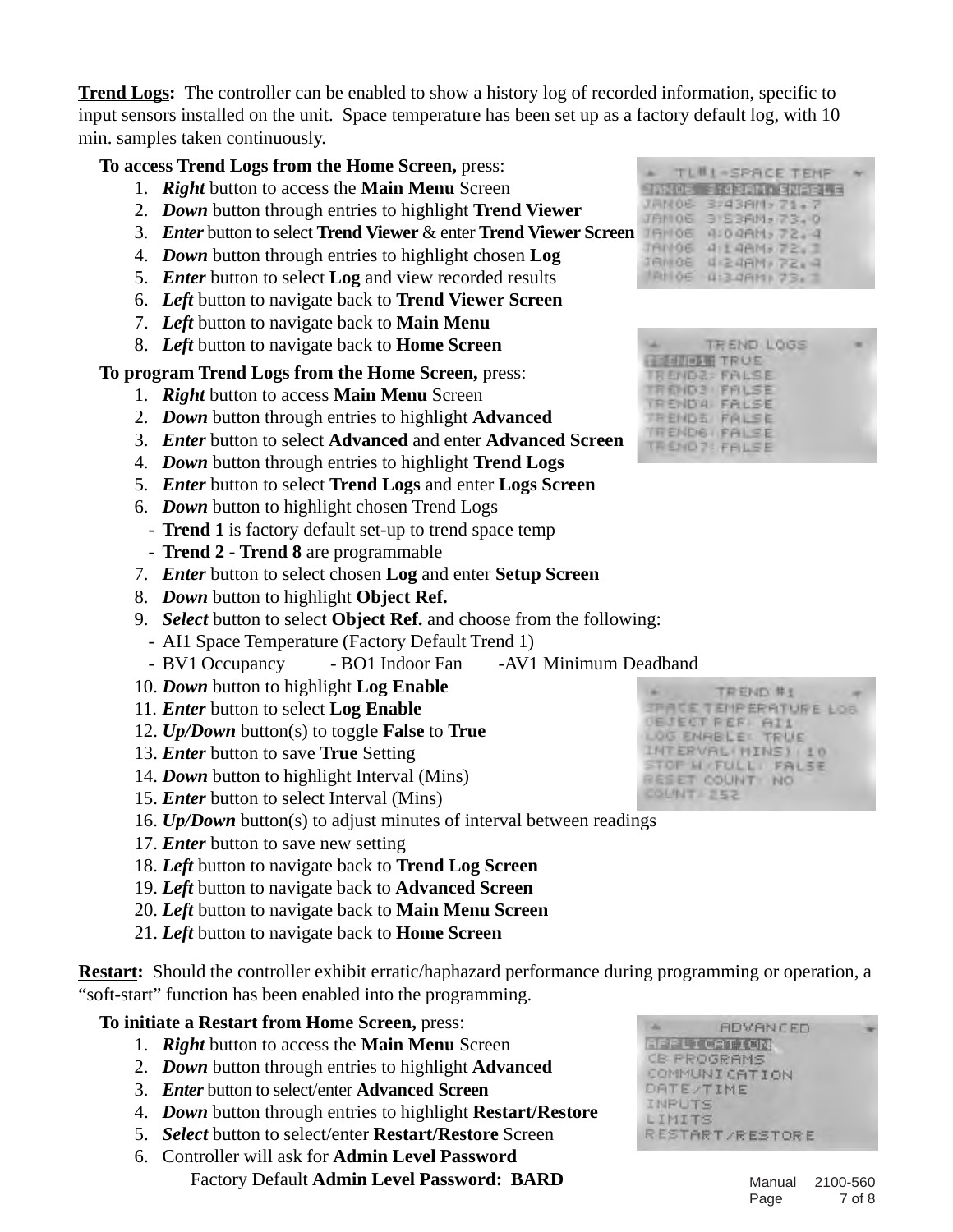**Trend Logs:** The controller can be enabled to show a history log of recorded information, specific to input sensors installed on the unit. Space temperature has been set up as a factory default log, with 10 min. samples taken continuously.

**To access Trend Logs from the Home Screen,** press:

1. ***Right*** button to access the **Main Menu** Screen
2. ***Down*** button through entries to highlight **Trend Viewer**
3. ***Enter*** button to select **Trend Viewer** & enter **Trend Viewer Screen**
4. ***Down*** button through entries to highlight chosen **Log**
5. ***Enter*** button to select **Log** and view recorded results
6. ***Left*** button to navigate back to **Trend Viewer Screen**
7. ***Left*** button to navigate back to **Main Menu**
8. ***Left*** button to navigate back to **Home Screen**

**To program Trend Logs from the Home Screen,** press:

1. ***Right*** button to access **Main Menu** Screen
2. ***Down*** button through entries to highlight **Advanced**
3. ***Enter*** button to select **Advanced** and enter **Advanced Screen**
4. ***Down*** button through entries to highlight **Trend Logs**
5. ***Enter*** button to select **Trend Logs** and enter **Logs Screen**
6. ***Down*** button to highlight chosen Trend Logs
   - **Trend 1** is factory default set-up to trend space temp
   - **Trend 2** - **Trend 8** are programmable
7. ***Enter*** button to select chosen **Log** and enter **Setup Screen**
8. ***Down*** button to highlight **Object Ref.**
9. ***Select*** button to select **Object Ref.** and choose from the following:
   - AI1 Space Temperature (Factory Default Trend 1)
   - BV1 Occupancy - BO1 Indoor Fan -AV1 Minimum Deadband
10. ***Down*** button to highlight **Log Enable**
11. ***Enter*** button to select **Log Enable**
12. ***Up/Down*** button(s) to toggle **False** to **True**
13. ***Enter*** button to save **True** Setting
14. ***Down*** button to highlight Interval (Mins)
15. ***Enter*** button to select Interval (Mins)
16. ***Up/Down*** button(s) to adjust minutes of interval between readings
17. ***Enter*** button to save new setting
18. ***Left*** button to navigate back to **Trend Log Screen**
19. ***Left*** button to navigate back to **Advanced Screen**
20. ***Left*** button to navigate back to **Main Menu Screen**
21. ***Left*** button to navigate back to **Home Screen**

**Restart:** Should the controller exhibit erratic/haphazard performance during programming or operation, a "soft-start" function has been enabled into the programming.

**To initiate a Restart from Home Screen,** press:

1. ***Right*** button to access the **Main Menu** Screen
2. ***Down*** button through entries to highlight **Advanced**
3. ***Enter*** button to select/enter **Advanced Screen**
4. ***Down*** button through entries to highlight **Restart/Restore**
5. ***Select*** button to select/enter **Restart/Restore** Screen
6. Controller will ask for **Admin Level Password**

   Factory Default **Admin Level Password: BARD**

Manual 2100-560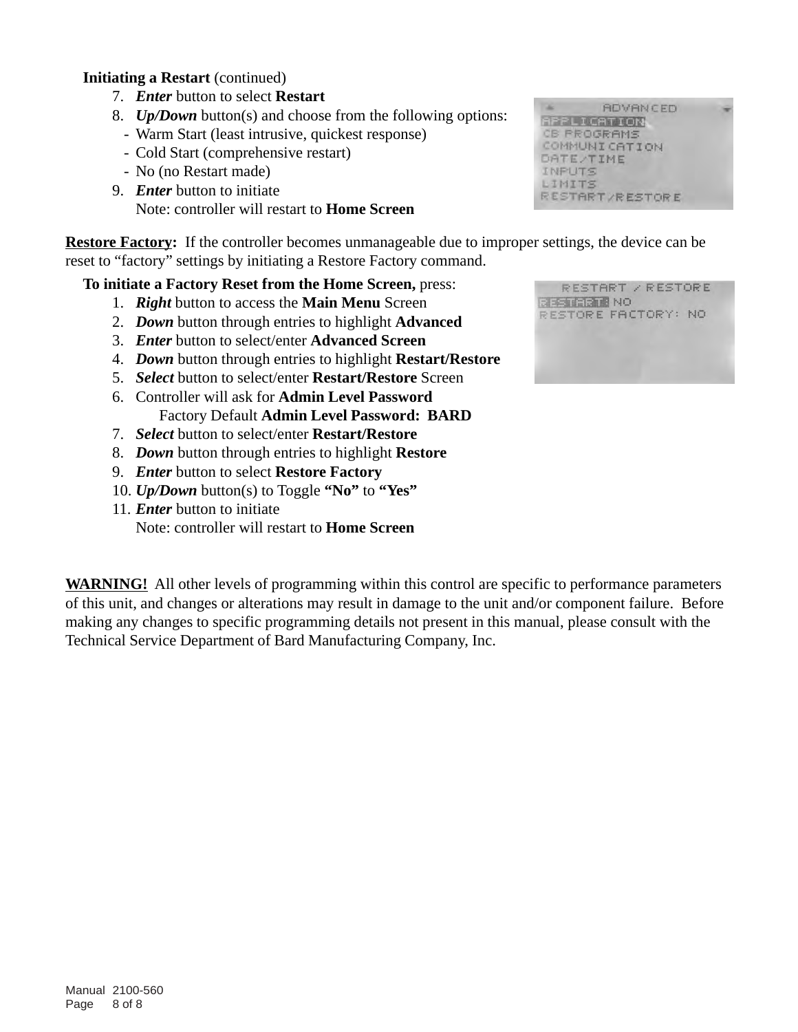**Initiating a Restart** (continued)

7. ***Enter*** button to select **Restart**
8. ***Up/Down*** button(s) and choose from the following options:
   - Warm Start (least intrusive, quickest response)
   - Cold Start (comprehensive restart)
   - No (no Restart made)
9. ***Enter*** button to initiate
   Note: controller will restart to **Home Screen**

**Restore Factory:** If the controller becomes unmanageable due to improper settings, the device can be reset to "factory" settings by initiating a Restore Factory command.

**To initiate a Factory Reset from the Home Screen,** press:

1. ***Right*** button to access the **Main Menu** Screen
2. ***Down*** button through entries to highlight **Advanced**
3. ***Enter*** button to select/enter **Advanced Screen**
4. ***Down*** button through entries to highlight **Restart/Restore**
5. ***Select*** button to select/enter **Restart/Restore** Screen
6. Controller will ask for **Admin Level Password**
   Factory Default **Admin Level Password: BARD**
7. ***Select*** button to select/enter **Restart/Restore**
8. ***Down*** button through entries to highlight **Restore**
9. ***Enter*** button to select **Restore Factory**
10. ***Up/Down*** button(s) to Toggle **"No"** to **"Yes"**
11. ***Enter*** button to initiate
    Note: controller will restart to **Home Screen**

**WARNING!** All other levels of programming within this control are specific to performance parameters of this unit, and changes or alterations may result in damage to the unit and/or component failure. Before making any changes to specific programming details not present in this manual, please consult with the Technical Service Department of Bard Manufacturing Company, Inc.